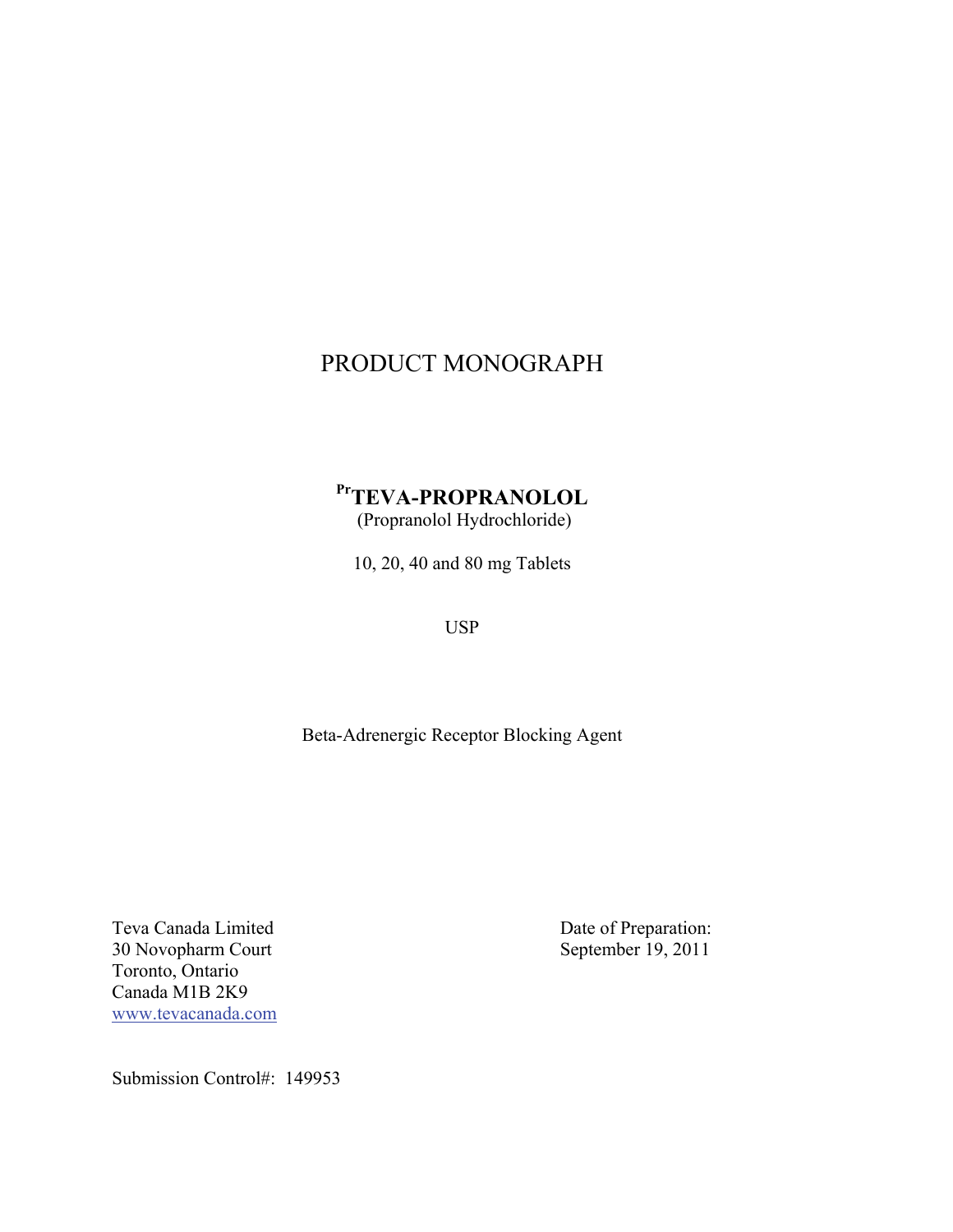# PRODUCT MONOGRAPH

**[Pr]TEVA-PROPRANOLOL**

(Propranolol Hydrochloride)

10, 20, 40 and 80 mg Tablets

USP

Beta-Adrenergic Receptor Blocking Agent

Teva Canada Limited
30 Novopharm Court
Toronto, Ontario
Canada M1B 2K9
www.tevacanada.com

Date of Preparation:
September 19, 2011

Submission Control#: 149953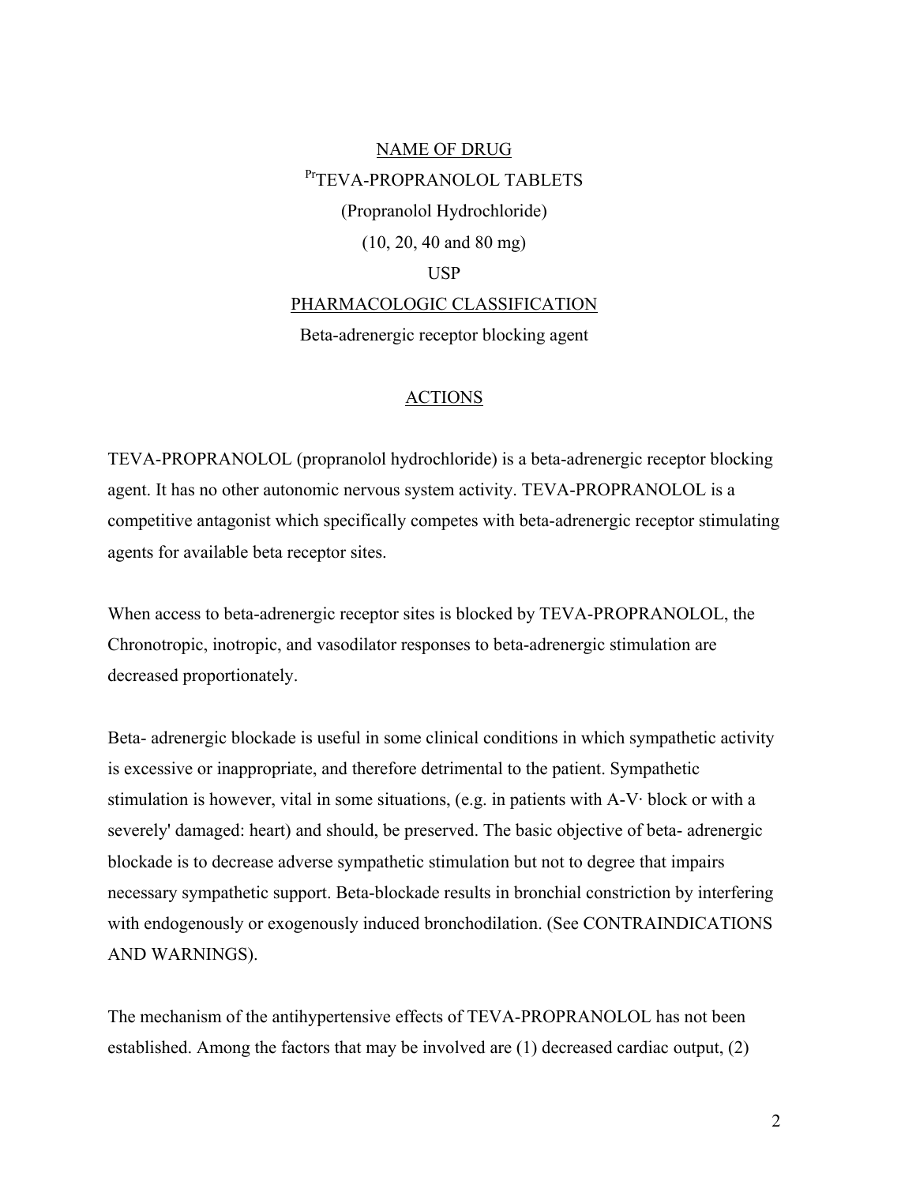## NAME OF DRUG

PrTEVA-PROPRANOLOL TABLETS

(Propranolol Hydrochloride)

(10, 20, 40 and 80 mg)

USP

## PHARMACOLOGIC CLASSIFICATION

Beta-adrenergic receptor blocking agent

## ACTIONS

TEVA-PROPRANOLOL (propranolol hydrochloride) is a beta-adrenergic receptor blocking agent. It has no other autonomic nervous system activity. TEVA-PROPRANOLOL is a competitive antagonist which specifically competes with beta-adrenergic receptor stimulating agents for available beta receptor sites.

When access to beta-adrenergic receptor sites is blocked by TEVA-PROPRANOLOL, the Chronotropic, inotropic, and vasodilator responses to beta-adrenergic stimulation are decreased proportionately.

Beta- adrenergic blockade is useful in some clinical conditions in which sympathetic activity is excessive or inappropriate, and therefore detrimental to the patient. Sympathetic stimulation is however, vital in some situations, (e.g. in patients with A-V· block or with a severely' damaged: heart) and should, be preserved. The basic objective of beta- adrenergic blockade is to decrease adverse sympathetic stimulation but not to degree that impairs necessary sympathetic support. Beta-blockade results in bronchial constriction by interfering with endogenously or exogenously induced bronchodilation. (See CONTRAINDICATIONS AND WARNINGS).

The mechanism of the antihypertensive effects of TEVA-PROPRANOLOL has not been established. Among the factors that may be involved are (1) decreased cardiac output, (2)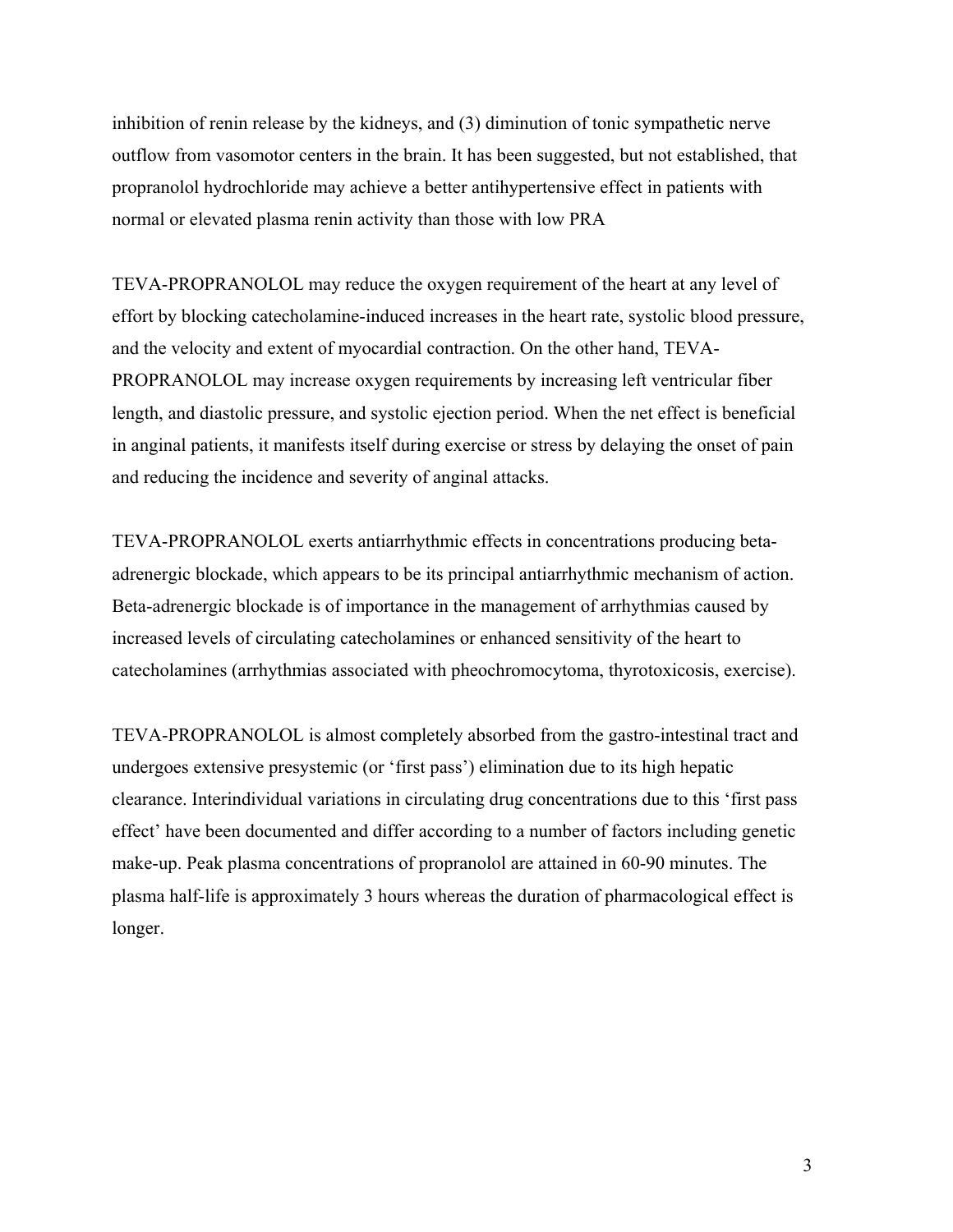inhibition of renin release by the kidneys, and (3) diminution of tonic sympathetic nerve outflow from vasomotor centers in the brain. It has been suggested, but not established, that propranolol hydrochloride may achieve a better antihypertensive effect in patients with normal or elevated plasma renin activity than those with low PRA

TEVA-PROPRANOLOL may reduce the oxygen requirement of the heart at any level of effort by blocking catecholamine-induced increases in the heart rate, systolic blood pressure, and the velocity and extent of myocardial contraction. On the other hand, TEVA-PROPRANOLOL may increase oxygen requirements by increasing left ventricular fiber length, and diastolic pressure, and systolic ejection period. When the net effect is beneficial in anginal patients, it manifests itself during exercise or stress by delaying the onset of pain and reducing the incidence and severity of anginal attacks.

TEVA-PROPRANOLOL exerts antiarrhythmic effects in concentrations producing beta-adrenergic blockade, which appears to be its principal antiarrhythmic mechanism of action. Beta-adrenergic blockade is of importance in the management of arrhythmias caused by increased levels of circulating catecholamines or enhanced sensitivity of the heart to catecholamines (arrhythmias associated with pheochromocytoma, thyrotoxicosis, exercise).

TEVA-PROPRANOLOL is almost completely absorbed from the gastro-intestinal tract and undergoes extensive presystemic (or 'first pass') elimination due to its high hepatic clearance. Interindividual variations in circulating drug concentrations due to this 'first pass effect' have been documented and differ according to a number of factors including genetic make-up. Peak plasma concentrations of propranolol are attained in 60-90 minutes. The plasma half-life is approximately 3 hours whereas the duration of pharmacological effect is longer.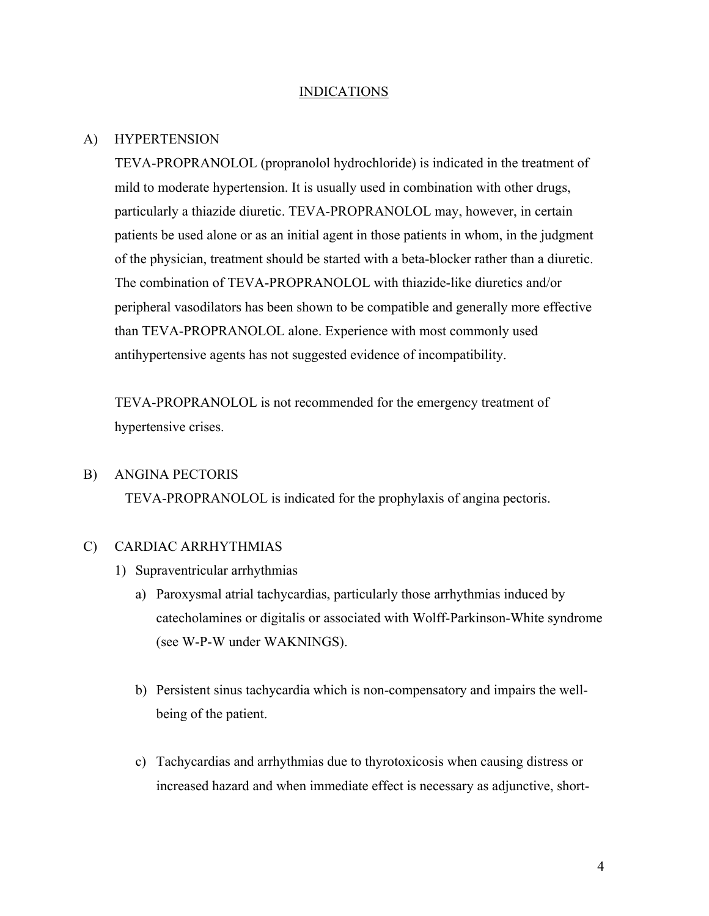## INDICATIONS

A) HYPERTENSION

TEVA-PROPRANOLOL (propranolol hydrochloride) is indicated in the treatment of mild to moderate hypertension. It is usually used in combination with other drugs, particularly a thiazide diuretic. TEVA-PROPRANOLOL may, however, in certain patients be used alone or as an initial agent in those patients in whom, in the judgment of the physician, treatment should be started with a beta-blocker rather than a diuretic. The combination of TEVA-PROPRANOLOL with thiazide-like diuretics and/or peripheral vasodilators has been shown to be compatible and generally more effective than TEVA-PROPRANOLOL alone. Experience with most commonly used antihypertensive agents has not suggested evidence of incompatibility.

TEVA-PROPRANOLOL is not recommended for the emergency treatment of hypertensive crises.

B) ANGINA PECTORIS

TEVA-PROPRANOLOL is indicated for the prophylaxis of angina pectoris.

C) CARDIAC ARRHYTHMIAS

1) Supraventricular arrhythmias

   a) Paroxysmal atrial tachycardias, particularly those arrhythmias induced by catecholamines or digitalis or associated with Wolff-Parkinson-White syndrome (see W-P-W under WAKNINGS).

   b) Persistent sinus tachycardia which is non-compensatory and impairs the well-being of the patient.

   c) Tachycardias and arrhythmias due to thyrotoxicosis when causing distress or increased hazard and when immediate effect is necessary as adjunctive, short-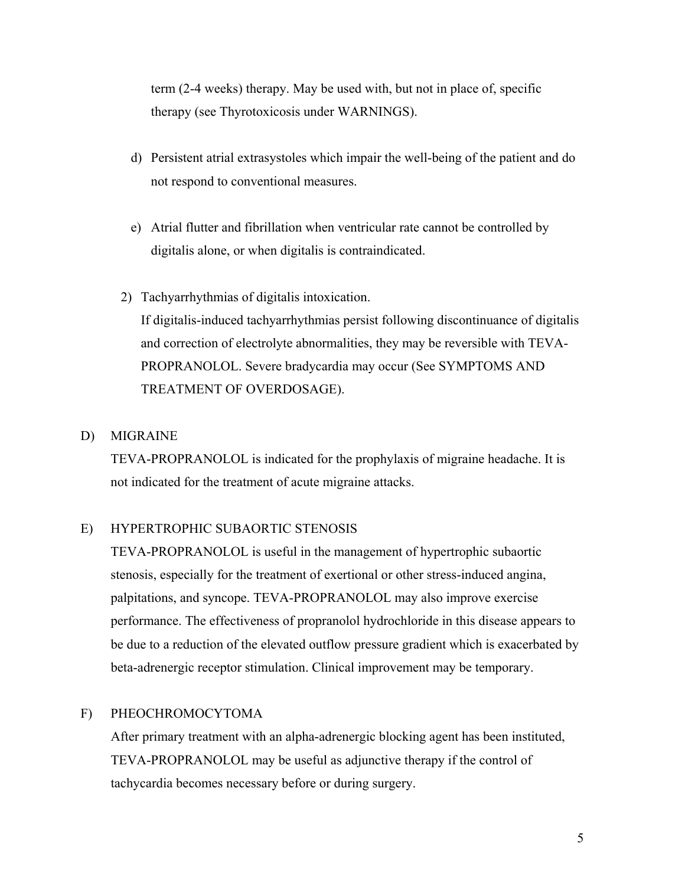term (2-4 weeks) therapy. May be used with, but not in place of, specific therapy (see Thyrotoxicosis under WARNINGS).

d) Persistent atrial extrasystoles which impair the well-being of the patient and do not respond to conventional measures.

e) Atrial flutter and fibrillation when ventricular rate cannot be controlled by digitalis alone, or when digitalis is contraindicated.

2) Tachyarrhythmias of digitalis intoxication.
If digitalis-induced tachyarrhythmias persist following discontinuance of digitalis and correction of electrolyte abnormalities, they may be reversible with TEVA-PROPRANOLOL. Severe bradycardia may occur (See SYMPTOMS AND TREATMENT OF OVERDOSAGE).

D) MIGRAINE

TEVA-PROPRANOLOL is indicated for the prophylaxis of migraine headache. It is not indicated for the treatment of acute migraine attacks.

E) HYPERTROPHIC SUBAORTIC STENOSIS

TEVA-PROPRANOLOL is useful in the management of hypertrophic subaortic stenosis, especially for the treatment of exertional or other stress-induced angina, palpitations, and syncope. TEVA-PROPRANOLOL may also improve exercise performance. The effectiveness of propranolol hydrochloride in this disease appears to be due to a reduction of the elevated outflow pressure gradient which is exacerbated by beta-adrenergic receptor stimulation. Clinical improvement may be temporary.

F) PHEOCHROMOCYTOMA

After primary treatment with an alpha-adrenergic blocking agent has been instituted, TEVA-PROPRANOLOL may be useful as adjunctive therapy if the control of tachycardia becomes necessary before or during surgery.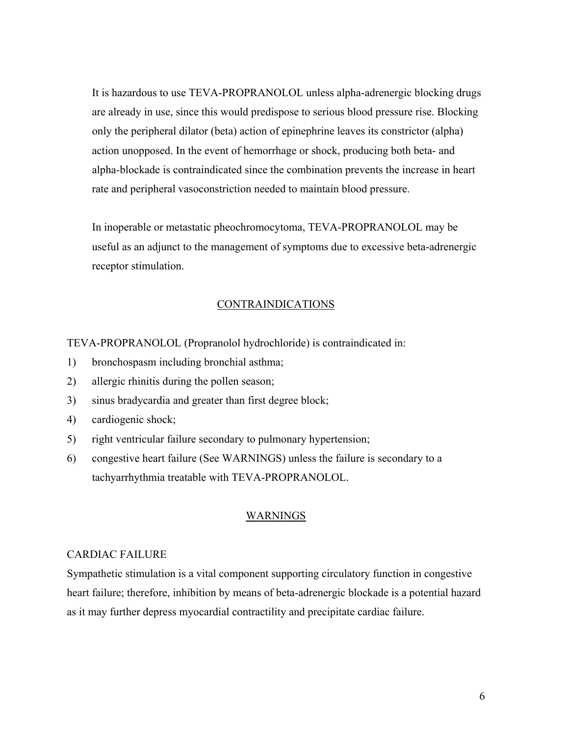It is hazardous to use TEVA-PROPRANOLOL unless alpha-adrenergic blocking drugs are already in use, since this would predispose to serious blood pressure rise. Blocking only the peripheral dilator (beta) action of epinephrine leaves its constrictor (alpha) action unopposed. In the event of hemorrhage or shock, producing both beta- and alpha-blockade is contraindicated since the combination prevents the increase in heart rate and peripheral vasoconstriction needed to maintain blood pressure.

In inoperable or metastatic pheochromocytoma, TEVA-PROPRANOLOL may be useful as an adjunct to the management of symptoms due to excessive beta-adrenergic receptor stimulation.

## CONTRAINDICATIONS

TEVA-PROPRANOLOL (Propranolol hydrochloride) is contraindicated in:

1) bronchospasm including bronchial asthma;
2) allergic rhinitis during the pollen season;
3) sinus bradycardia and greater than first degree block;
4) cardiogenic shock;
5) right ventricular failure secondary to pulmonary hypertension;
6) congestive heart failure (See WARNINGS) unless the failure is secondary to a tachyarrhythmia treatable with TEVA-PROPRANOLOL.

## WARNINGS

### CARDIAC FAILURE

Sympathetic stimulation is a vital component supporting circulatory function in congestive heart failure; therefore, inhibition by means of beta-adrenergic blockade is a potential hazard as it may further depress myocardial contractility and precipitate cardiac failure.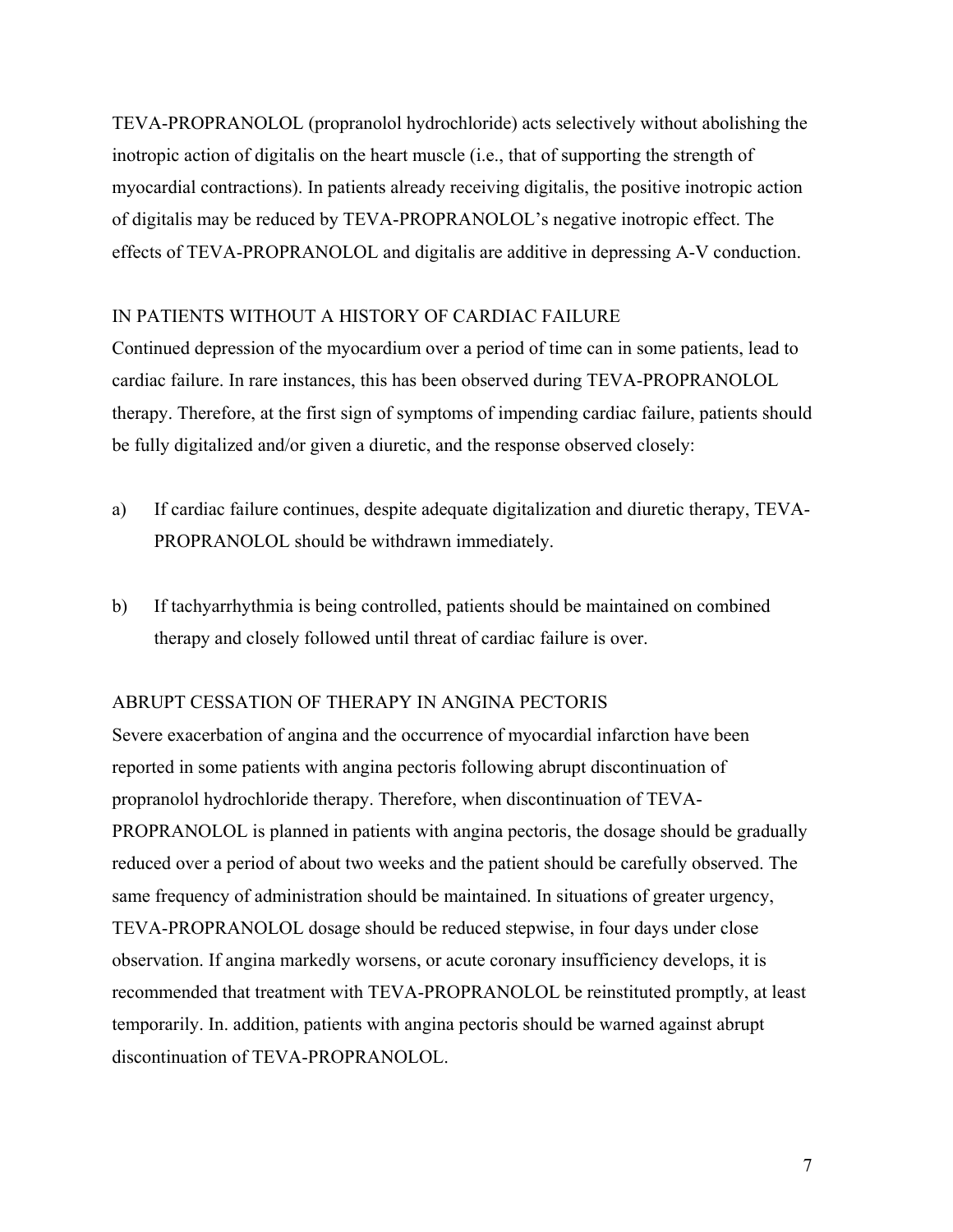TEVA-PROPRANOLOL (propranolol hydrochloride) acts selectively without abolishing the inotropic action of digitalis on the heart muscle (i.e., that of supporting the strength of myocardial contractions). In patients already receiving digitalis, the positive inotropic action of digitalis may be reduced by TEVA-PROPRANOLOL's negative inotropic effect. The effects of TEVA-PROPRANOLOL and digitalis are additive in depressing A-V conduction.

### IN PATIENTS WITHOUT A HISTORY OF CARDIAC FAILURE

Continued depression of the myocardium over a period of time can in some patients, lead to cardiac failure. In rare instances, this has been observed during TEVA-PROPRANOLOL therapy. Therefore, at the first sign of symptoms of impending cardiac failure, patients should be fully digitalized and/or given a diuretic, and the response observed closely:

a) If cardiac failure continues, despite adequate digitalization and diuretic therapy, TEVA-PROPRANOLOL should be withdrawn immediately.

b) If tachyarrhythmia is being controlled, patients should be maintained on combined therapy and closely followed until threat of cardiac failure is over.

### ABRUPT CESSATION OF THERAPY IN ANGINA PECTORIS

Severe exacerbation of angina and the occurrence of myocardial infarction have been reported in some patients with angina pectoris following abrupt discontinuation of propranolol hydrochloride therapy. Therefore, when discontinuation of TEVA-PROPRANOLOL is planned in patients with angina pectoris, the dosage should be gradually reduced over a period of about two weeks and the patient should be carefully observed. The same frequency of administration should be maintained. In situations of greater urgency, TEVA-PROPRANOLOL dosage should be reduced stepwise, in four days under close observation. If angina markedly worsens, or acute coronary insufficiency develops, it is recommended that treatment with TEVA-PROPRANOLOL be reinstituted promptly, at least temporarily. In. addition, patients with angina pectoris should be warned against abrupt discontinuation of TEVA-PROPRANOLOL.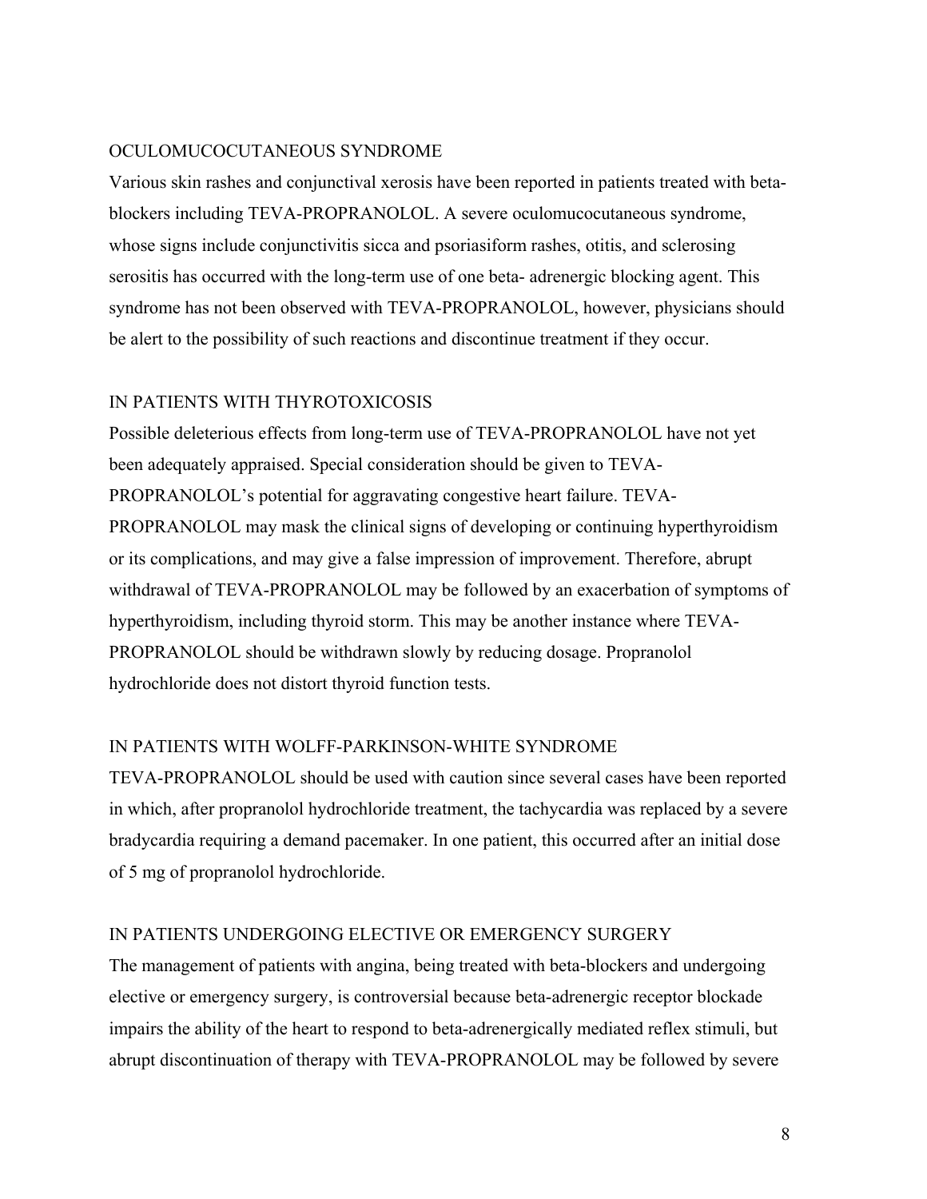### OCULOMUCOCUTANEOUS SYNDROME

Various skin rashes and conjunctival xerosis have been reported in patients treated with beta-blockers including TEVA-PROPRANOLOL. A severe oculomucocutaneous syndrome, whose signs include conjunctivitis sicca and psoriasiform rashes, otitis, and sclerosing serositis has occurred with the long-term use of one beta- adrenergic blocking agent. This syndrome has not been observed with TEVA-PROPRANOLOL, however, physicians should be alert to the possibility of such reactions and discontinue treatment if they occur.

### IN PATIENTS WITH THYROTOXICOSIS

Possible deleterious effects from long-term use of TEVA-PROPRANOLOL have not yet been adequately appraised. Special consideration should be given to TEVA-PROPRANOLOL's potential for aggravating congestive heart failure. TEVA-PROPRANOLOL may mask the clinical signs of developing or continuing hyperthyroidism or its complications, and may give a false impression of improvement. Therefore, abrupt withdrawal of TEVA-PROPRANOLOL may be followed by an exacerbation of symptoms of hyperthyroidism, including thyroid storm. This may be another instance where TEVA-PROPRANOLOL should be withdrawn slowly by reducing dosage. Propranolol hydrochloride does not distort thyroid function tests.

### IN PATIENTS WITH WOLFF-PARKINSON-WHITE SYNDROME

TEVA-PROPRANOLOL should be used with caution since several cases have been reported in which, after propranolol hydrochloride treatment, the tachycardia was replaced by a severe bradycardia requiring a demand pacemaker. In one patient, this occurred after an initial dose of 5 mg of propranolol hydrochloride.

### IN PATIENTS UNDERGOING ELECTIVE OR EMERGENCY SURGERY

The management of patients with angina, being treated with beta-blockers and undergoing elective or emergency surgery, is controversial because beta-adrenergic receptor blockade impairs the ability of the heart to respond to beta-adrenergically mediated reflex stimuli, but abrupt discontinuation of therapy with TEVA-PROPRANOLOL may be followed by severe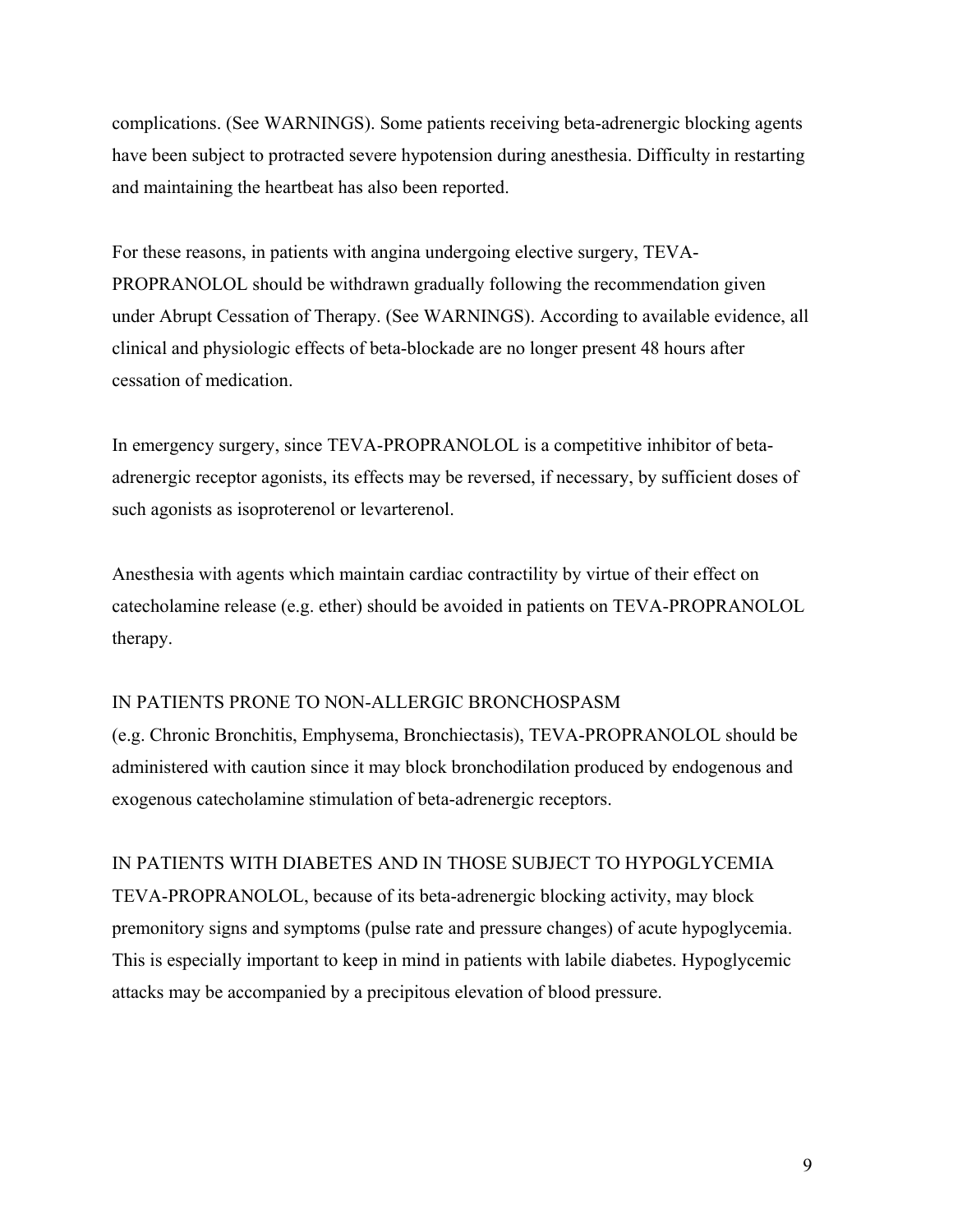complications. (See WARNINGS). Some patients receiving beta-adrenergic blocking agents have been subject to protracted severe hypotension during anesthesia. Difficulty in restarting and maintaining the heartbeat has also been reported.

For these reasons, in patients with angina undergoing elective surgery, TEVA-PROPRANOLOL should be withdrawn gradually following the recommendation given under Abrupt Cessation of Therapy. (See WARNINGS). According to available evidence, all clinical and physiologic effects of beta-blockade are no longer present 48 hours after cessation of medication.

In emergency surgery, since TEVA-PROPRANOLOL is a competitive inhibitor of beta-adrenergic receptor agonists, its effects may be reversed, if necessary, by sufficient doses of such agonists as isoproterenol or levarterenol.

Anesthesia with agents which maintain cardiac contractility by virtue of their effect on catecholamine release (e.g. ether) should be avoided in patients on TEVA-PROPRANOLOL therapy.

IN PATIENTS PRONE TO NON-ALLERGIC BRONCHOSPASM
(e.g. Chronic Bronchitis, Emphysema, Bronchiectasis), TEVA-PROPRANOLOL should be administered with caution since it may block bronchodilation produced by endogenous and exogenous catecholamine stimulation of beta-adrenergic receptors.

IN PATIENTS WITH DIABETES AND IN THOSE SUBJECT TO HYPOGLYCEMIA
TEVA-PROPRANOLOL, because of its beta-adrenergic blocking activity, may block premonitory signs and symptoms (pulse rate and pressure changes) of acute hypoglycemia. This is especially important to keep in mind in patients with labile diabetes. Hypoglycemic attacks may be accompanied by a precipitous elevation of blood pressure.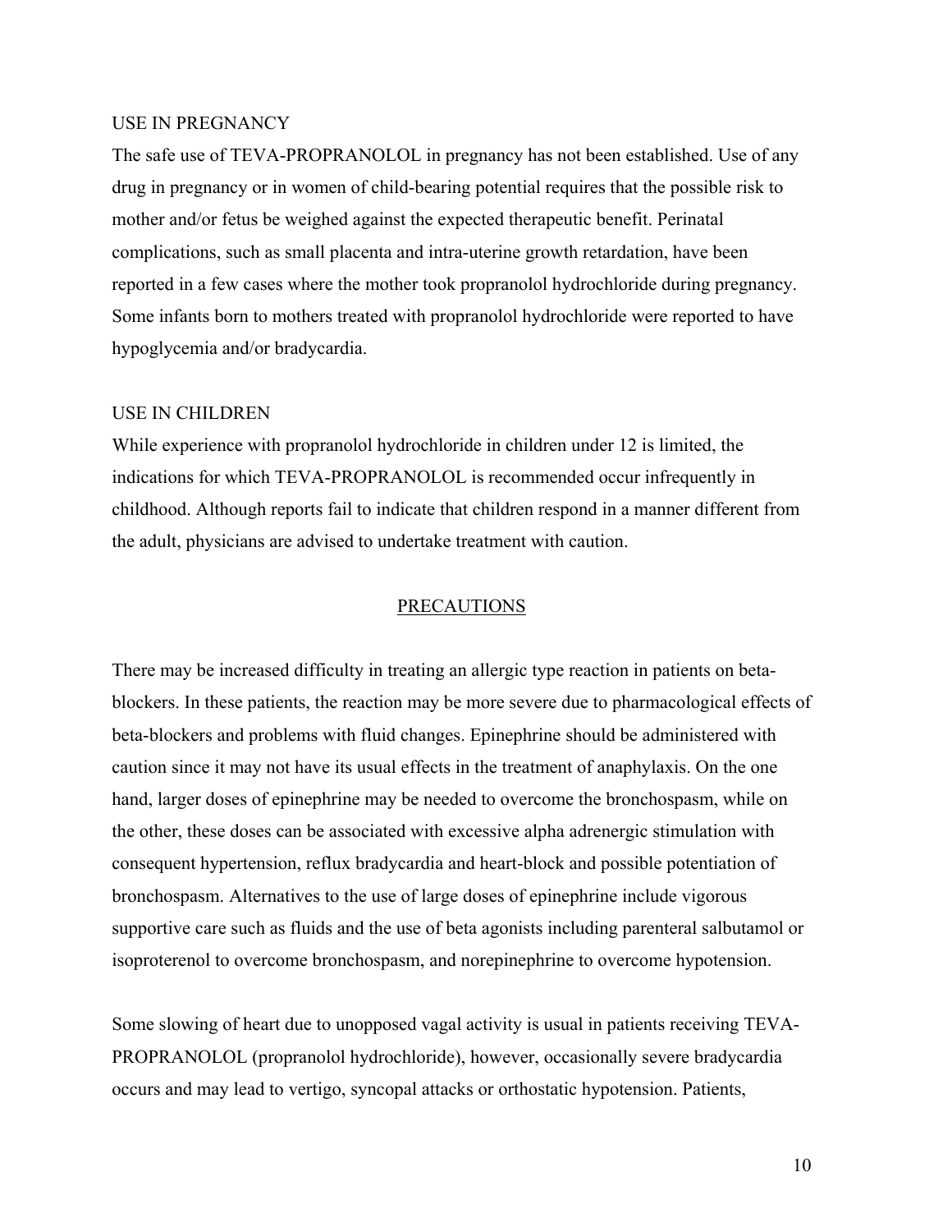### USE IN PREGNANCY

The safe use of TEVA-PROPRANOLOL in pregnancy has not been established. Use of any drug in pregnancy or in women of child-bearing potential requires that the possible risk to mother and/or fetus be weighed against the expected therapeutic benefit. Perinatal complications, such as small placenta and intra-uterine growth retardation, have been reported in a few cases where the mother took propranolol hydrochloride during pregnancy. Some infants born to mothers treated with propranolol hydrochloride were reported to have hypoglycemia and/or bradycardia.

### USE IN CHILDREN

While experience with propranolol hydrochloride in children under 12 is limited, the indications for which TEVA-PROPRANOLOL is recommended occur infrequently in childhood. Although reports fail to indicate that children respond in a manner different from the adult, physicians are advised to undertake treatment with caution.

## PRECAUTIONS

There may be increased difficulty in treating an allergic type reaction in patients on beta-blockers. In these patients, the reaction may be more severe due to pharmacological effects of beta-blockers and problems with fluid changes. Epinephrine should be administered with caution since it may not have its usual effects in the treatment of anaphylaxis. On the one hand, larger doses of epinephrine may be needed to overcome the bronchospasm, while on the other, these doses can be associated with excessive alpha adrenergic stimulation with consequent hypertension, reflux bradycardia and heart-block and possible potentiation of bronchospasm. Alternatives to the use of large doses of epinephrine include vigorous supportive care such as fluids and the use of beta agonists including parenteral salbutamol or isoproterenol to overcome bronchospasm, and norepinephrine to overcome hypotension.

Some slowing of heart due to unopposed vagal activity is usual in patients receiving TEVA-PROPRANOLOL (propranolol hydrochloride), however, occasionally severe bradycardia occurs and may lead to vertigo, syncopal attacks or orthostatic hypotension. Patients,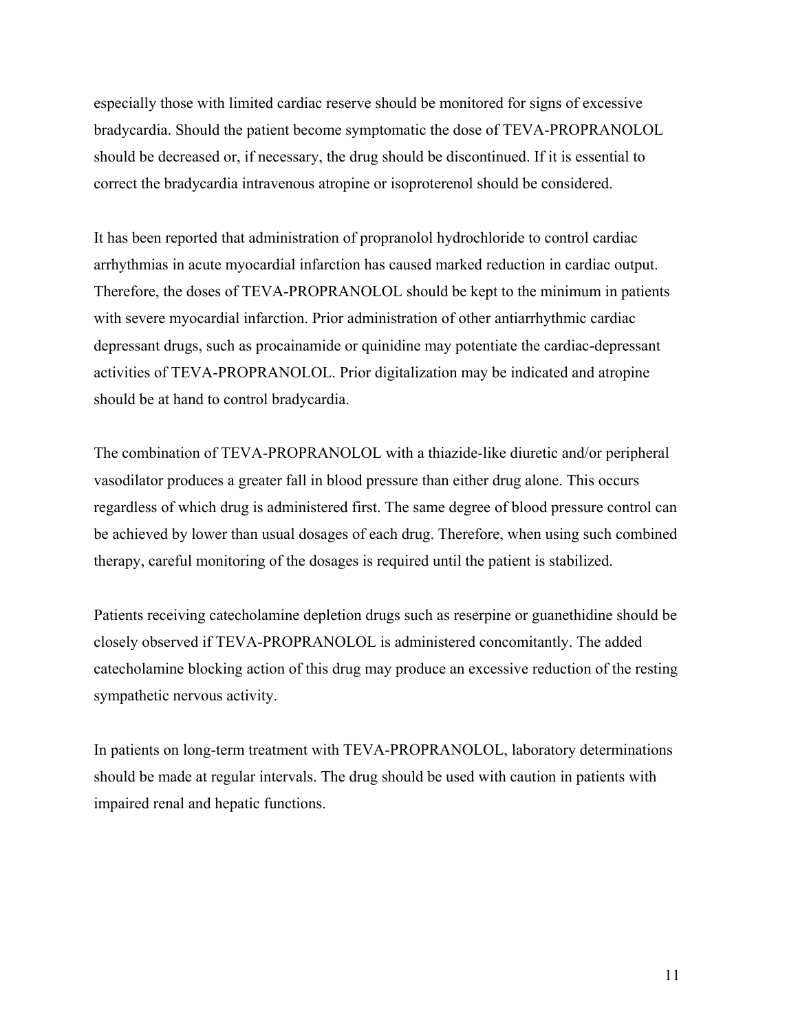especially those with limited cardiac reserve should be monitored for signs of excessive bradycardia. Should the patient become symptomatic the dose of TEVA-PROPRANOLOL should be decreased or, if necessary, the drug should be discontinued. If it is essential to correct the bradycardia intravenous atropine or isoproterenol should be considered.

It has been reported that administration of propranolol hydrochloride to control cardiac arrhythmias in acute myocardial infarction has caused marked reduction in cardiac output. Therefore, the doses of TEVA-PROPRANOLOL should be kept to the minimum in patients with severe myocardial infarction. Prior administration of other antiarrhythmic cardiac depressant drugs, such as procainamide or quinidine may potentiate the cardiac-depressant activities of TEVA-PROPRANOLOL. Prior digitalization may be indicated and atropine should be at hand to control bradycardia.

The combination of TEVA-PROPRANOLOL with a thiazide-like diuretic and/or peripheral vasodilator produces a greater fall in blood pressure than either drug alone. This occurs regardless of which drug is administered first. The same degree of blood pressure control can be achieved by lower than usual dosages of each drug. Therefore, when using such combined therapy, careful monitoring of the dosages is required until the patient is stabilized.

Patients receiving catecholamine depletion drugs such as reserpine or guanethidine should be closely observed if TEVA-PROPRANOLOL is administered concomitantly. The added catecholamine blocking action of this drug may produce an excessive reduction of the resting sympathetic nervous activity.

In patients on long-term treatment with TEVA-PROPRANOLOL, laboratory determinations should be made at regular intervals. The drug should be used with caution in patients with impaired renal and hepatic functions.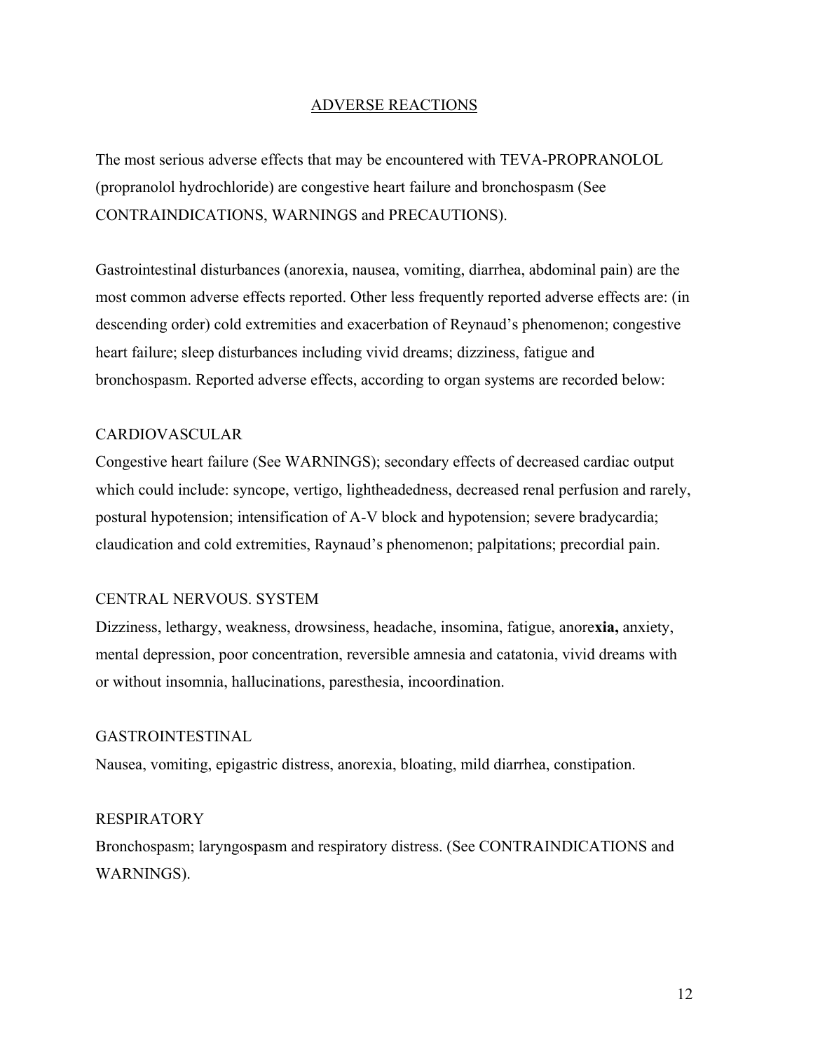## ADVERSE REACTIONS

The most serious adverse effects that may be encountered with TEVA-PROPRANOLOL (propranolol hydrochloride) are congestive heart failure and bronchospasm (See CONTRAINDICATIONS, WARNINGS and PRECAUTIONS).

Gastrointestinal disturbances (anorexia, nausea, vomiting, diarrhea, abdominal pain) are the most common adverse effects reported. Other less frequently reported adverse effects are: (in descending order) cold extremities and exacerbation of Reynaud's phenomenon; congestive heart failure; sleep disturbances including vivid dreams; dizziness, fatigue and bronchospasm. Reported adverse effects, according to organ systems are recorded below:

### CARDIOVASCULAR

Congestive heart failure (See WARNINGS); secondary effects of decreased cardiac output which could include: syncope, vertigo, lightheadedness, decreased renal perfusion and rarely, postural hypotension; intensification of A-V block and hypotension; severe bradycardia; claudication and cold extremities, Raynaud's phenomenon; palpitations; precordial pain.

### CENTRAL NERVOUS. SYSTEM

Dizziness, lethargy, weakness, drowsiness, headache, insomina, fatigue, anore**xia,** anxiety, mental depression, poor concentration, reversible amnesia and catatonia, vivid dreams with or without insomnia, hallucinations, paresthesia, incoordination.

### GASTROINTESTINAL

Nausea, vomiting, epigastric distress, anorexia, bloating, mild diarrhea, constipation.

### RESPIRATORY

Bronchospasm; laryngospasm and respiratory distress. (See CONTRAINDICATIONS and WARNINGS).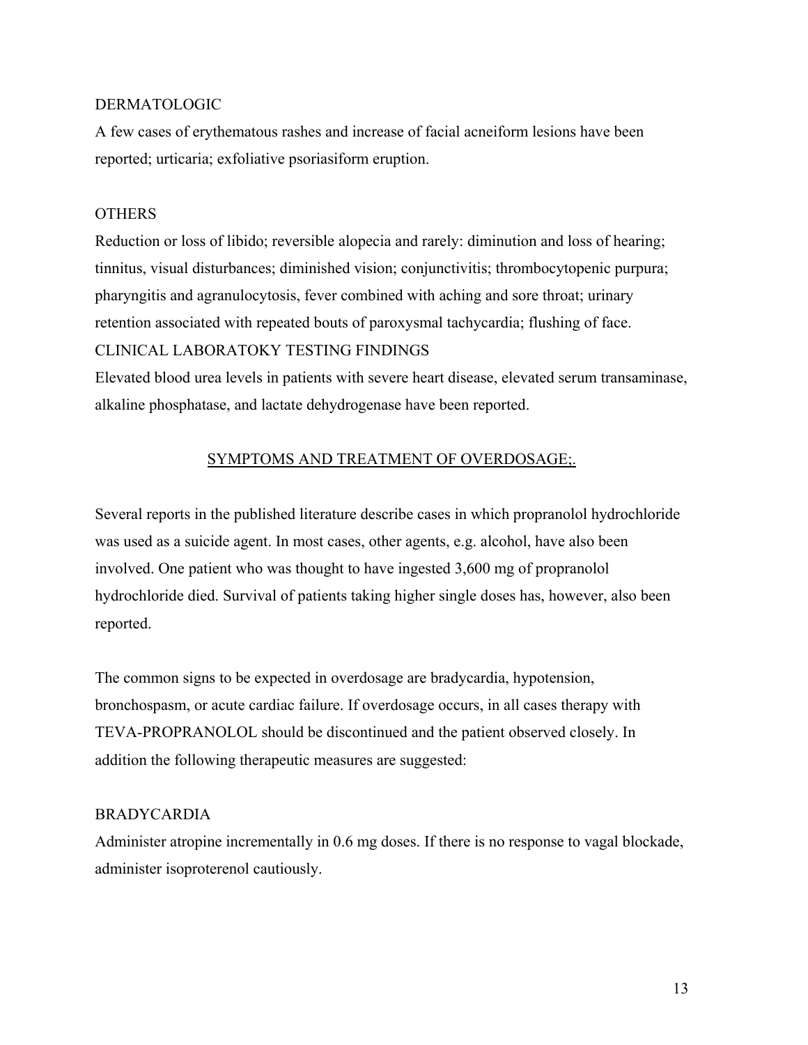DERMATOLOGIC

A few cases of erythematous rashes and increase of facial acneiform lesions have been reported; urticaria; exfoliative psoriasiform eruption.

OTHERS

Reduction or loss of libido; reversible alopecia and rarely: diminution and loss of hearing; tinnitus, visual disturbances; diminished vision; conjunctivitis; thrombocytopenic purpura; pharyngitis and agranulocytosis, fever combined with aching and sore throat; urinary retention associated with repeated bouts of paroxysmal tachycardia; flushing of face.

CLINICAL LABORATOKY TESTING FINDINGS

Elevated blood urea levels in patients with severe heart disease, elevated serum transaminase, alkaline phosphatase, and lactate dehydrogenase have been reported.

## SYMPTOMS AND TREATMENT OF OVERDOSAGE;.

Several reports in the published literature describe cases in which propranolol hydrochloride was used as a suicide agent. In most cases, other agents, e.g. alcohol, have also been involved. One patient who was thought to have ingested 3,600 mg of propranolol hydrochloride died. Survival of patients taking higher single doses has, however, also been reported.

The common signs to be expected in overdosage are bradycardia, hypotension, bronchospasm, or acute cardiac failure. If overdosage occurs, in all cases therapy with TEVA-PROPRANOLOL should be discontinued and the patient observed closely. In addition the following therapeutic measures are suggested:

BRADYCARDIA

Administer atropine incrementally in 0.6 mg doses. If there is no response to vagal blockade, administer isoproterenol cautiously.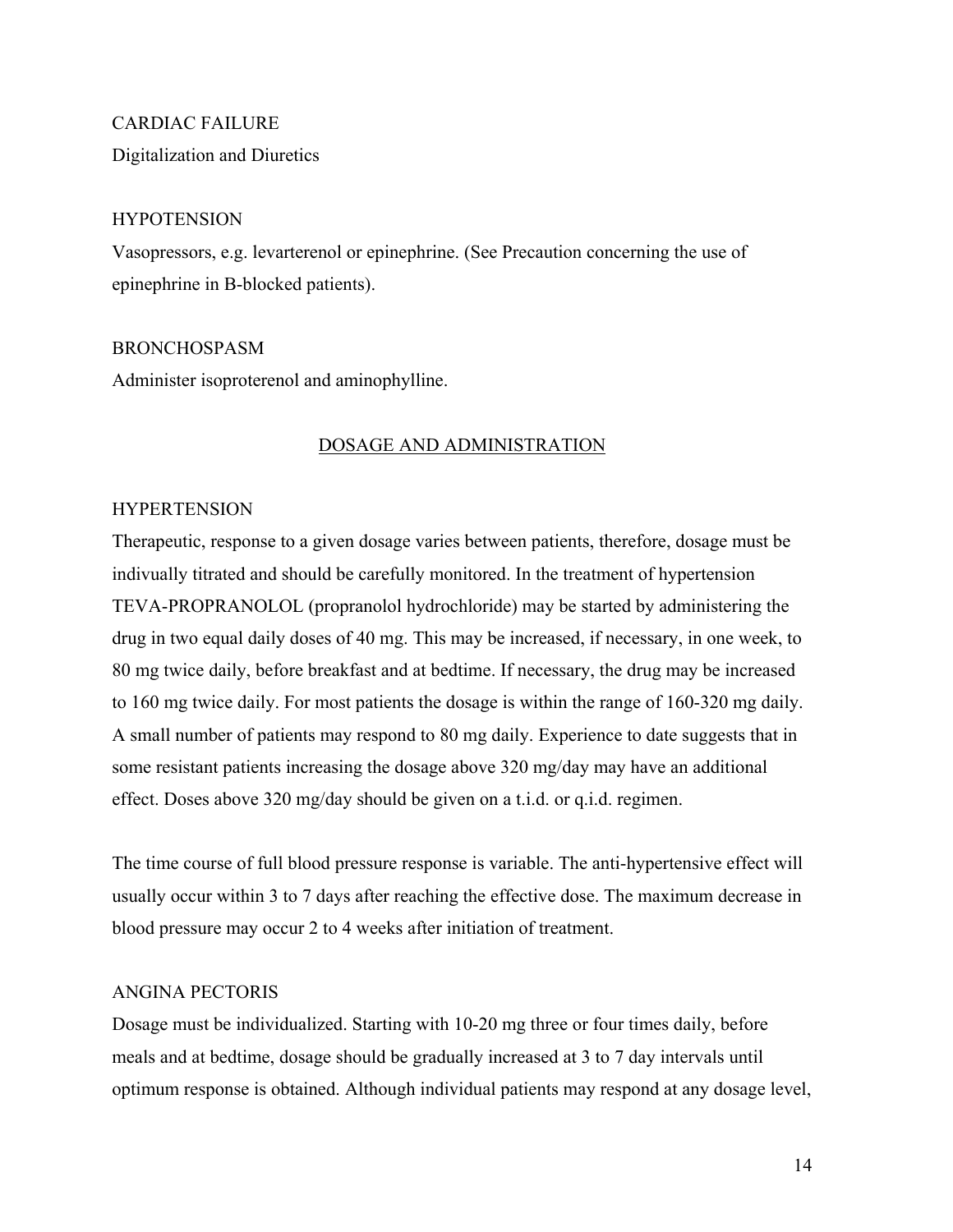CARDIAC FAILURE

Digitalization and Diuretics

HYPOTENSION

Vasopressors, e.g. levarterenol or epinephrine. (See Precaution concerning the use of epinephrine in B-blocked patients).

BRONCHOSPASM

Administer isoproterenol and aminophylline.

## DOSAGE AND ADMINISTRATION

HYPERTENSION

Therapeutic, response to a given dosage varies between patients, therefore, dosage must be indivually titrated and should be carefully monitored. In the treatment of hypertension TEVA-PROPRANOLOL (propranolol hydrochloride) may be started by administering the drug in two equal daily doses of 40 mg. This may be increased, if necessary, in one week, to 80 mg twice daily, before breakfast and at bedtime. If necessary, the drug may be increased to 160 mg twice daily. For most patients the dosage is within the range of 160-320 mg daily. A small number of patients may respond to 80 mg daily. Experience to date suggests that in some resistant patients increasing the dosage above 320 mg/day may have an additional effect. Doses above 320 mg/day should be given on a t.i.d. or q.i.d. regimen.

The time course of full blood pressure response is variable. The anti-hypertensive effect will usually occur within 3 to 7 days after reaching the effective dose. The maximum decrease in blood pressure may occur 2 to 4 weeks after initiation of treatment.

ANGINA PECTORIS

Dosage must be individualized. Starting with 10-20 mg three or four times daily, before meals and at bedtime, dosage should be gradually increased at 3 to 7 day intervals until optimum response is obtained. Although individual patients may respond at any dosage level,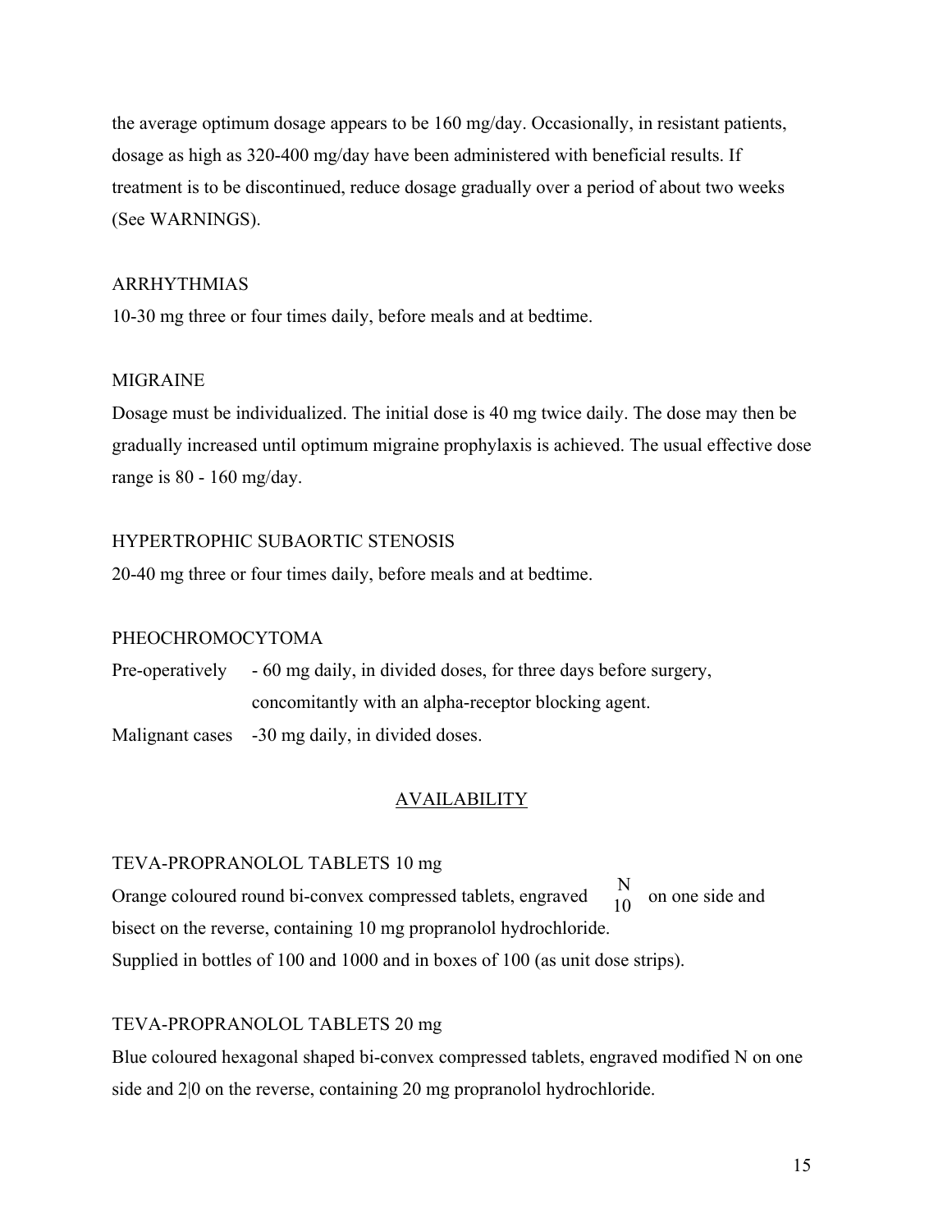the average optimum dosage appears to be 160 mg/day. Occasionally, in resistant patients, dosage as high as 320-400 mg/day have been administered with beneficial results. If treatment is to be discontinued, reduce dosage gradually over a period of about two weeks (See WARNINGS).

ARRHYTHMIAS

10-30 mg three or four times daily, before meals and at bedtime.

MIGRAINE

Dosage must be individualized. The initial dose is 40 mg twice daily. The dose may then be gradually increased until optimum migraine prophylaxis is achieved. The usual effective dose range is 80 - 160 mg/day.

HYPERTROPHIC SUBAORTIC STENOSIS

20-40 mg three or four times daily, before meals and at bedtime.

PHEOCHROMOCYTOMA

Pre-operatively - 60 mg daily, in divided doses, for three days before surgery, concomitantly with an alpha-receptor blocking agent.

Malignant cases -30 mg daily, in divided doses.

## AVAILABILITY

TEVA-PROPRANOLOL TABLETS 10 mg

Orange coloured round bi-convex compressed tablets, engraved N/10 on one side and bisect on the reverse, containing 10 mg propranolol hydrochloride.
Supplied in bottles of 100 and 1000 and in boxes of 100 (as unit dose strips).

TEVA-PROPRANOLOL TABLETS 20 mg

Blue coloured hexagonal shaped bi-convex compressed tablets, engraved modified N on one side and 2|0 on the reverse, containing 20 mg propranolol hydrochloride.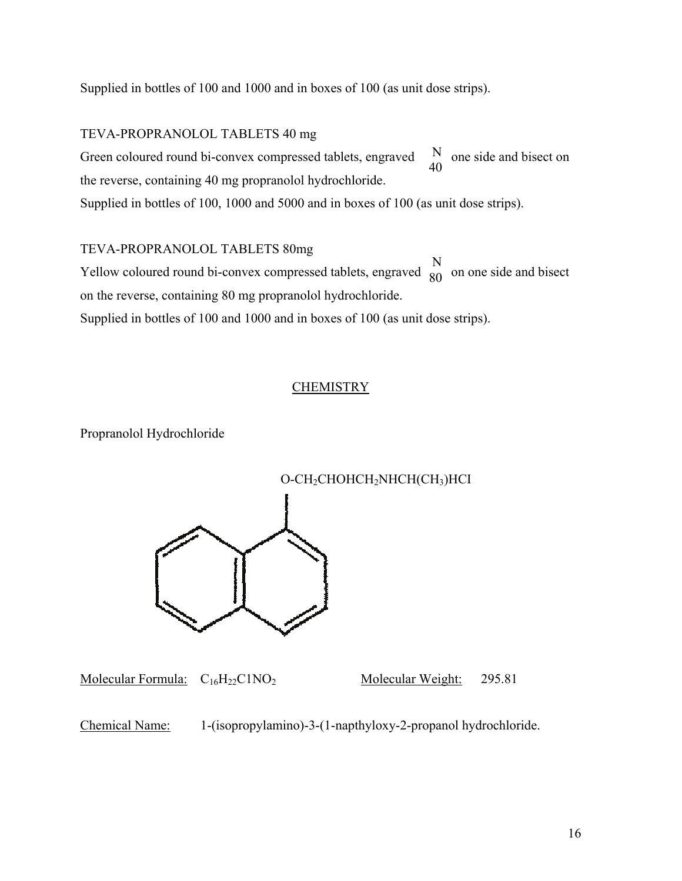Supplied in bottles of 100 and 1000 and in boxes of 100 (as unit dose strips).

TEVA-PROPRANOLOL TABLETS 40 mg

Green coloured round bi-convex compressed tablets, engraved N/40 one side and bisect on the reverse, containing 40 mg propranolol hydrochloride.

Supplied in bottles of 100, 1000 and 5000 and in boxes of 100 (as unit dose strips).

TEVA-PROPRANOLOL TABLETS 80mg

Yellow coloured round bi-convex compressed tablets, engraved N/80 on one side and bisect on the reverse, containing 80 mg propranolol hydrochloride.

Supplied in bottles of 100 and 1000 and in boxes of 100 (as unit dose strips).

## CHEMISTRY

Propranolol Hydrochloride

O-$CH_2$CHOHC$H_2$NHCH($CH_3$)HCI

Molecular Formula: $C_{16}H_{22}C1NO_2$ Molecular Weight: 295.81

Chemical Name: 1-(isopropylamino)-3-(1-napthyloxy-2-propanol hydrochloride.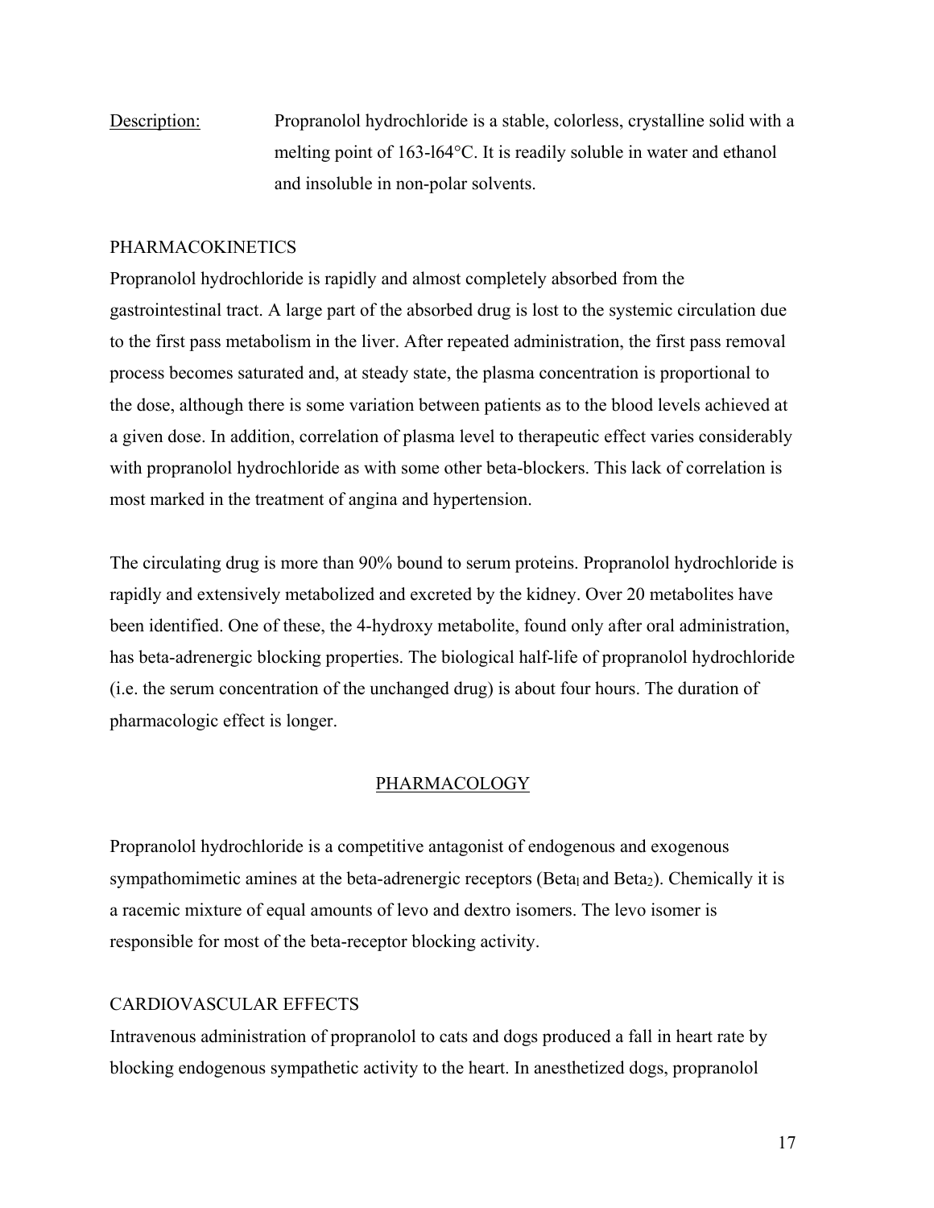Description: Propranolol hydrochloride is a stable, colorless, crystalline solid with a melting point of 163-l64°C. It is readily soluble in water and ethanol and insoluble in non-polar solvents.

## PHARMACOKINETICS

Propranolol hydrochloride is rapidly and almost completely absorbed from the gastrointestinal tract. A large part of the absorbed drug is lost to the systemic circulation due to the first pass metabolism in the liver. After repeated administration, the first pass removal process becomes saturated and, at steady state, the plasma concentration is proportional to the dose, although there is some variation between patients as to the blood levels achieved at a given dose. In addition, correlation of plasma level to therapeutic effect varies considerably with propranolol hydrochloride as with some other beta-blockers. This lack of correlation is most marked in the treatment of angina and hypertension.

The circulating drug is more than 90% bound to serum proteins. Propranolol hydrochloride is rapidly and extensively metabolized and excreted by the kidney. Over 20 metabolites have been identified. One of these, the 4-hydroxy metabolite, found only after oral administration, has beta-adrenergic blocking properties. The biological half-life of propranolol hydrochloride (i.e. the serum concentration of the unchanged drug) is about four hours. The duration of pharmacologic effect is longer.

## PHARMACOLOGY

Propranolol hydrochloride is a competitive antagonist of endogenous and exogenous sympathomimetic amines at the beta-adrenergic receptors ($Beta_l$ and $Beta_2$). Chemically it is a racemic mixture of equal amounts of levo and dextro isomers. The levo isomer is responsible for most of the beta-receptor blocking activity.

## CARDIOVASCULAR EFFECTS

Intravenous administration of propranolol to cats and dogs produced a fall in heart rate by blocking endogenous sympathetic activity to the heart. In anesthetized dogs, propranolol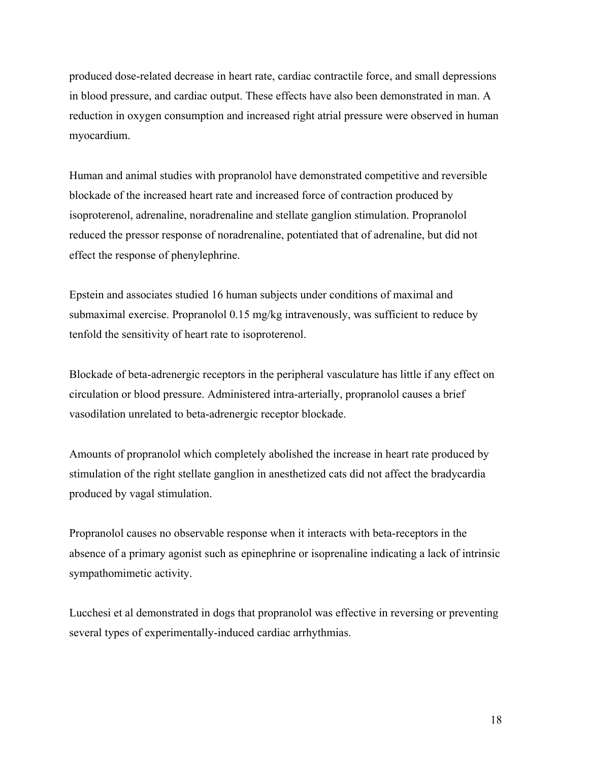produced dose-related decrease in heart rate, cardiac contractile force, and small depressions in blood pressure, and cardiac output. These effects have also been demonstrated in man. A reduction in oxygen consumption and increased right atrial pressure were observed in human myocardium.

Human and animal studies with propranolol have demonstrated competitive and reversible blockade of the increased heart rate and increased force of contraction produced by isoproterenol, adrenaline, noradrenaline and stellate ganglion stimulation. Propranolol reduced the pressor response of noradrenaline, potentiated that of adrenaline, but did not effect the response of phenylephrine.

Epstein and associates studied 16 human subjects under conditions of maximal and submaximal exercise. Propranolol 0.15 mg/kg intravenously, was sufficient to reduce by tenfold the sensitivity of heart rate to isoproterenol.

Blockade of beta-adrenergic receptors in the peripheral vasculature has little if any effect on circulation or blood pressure. Administered intra-arterially, propranolol causes a brief vasodilation unrelated to beta-adrenergic receptor blockade.

Amounts of propranolol which completely abolished the increase in heart rate produced by stimulation of the right stellate ganglion in anesthetized cats did not affect the bradycardia produced by vagal stimulation.

Propranolol causes no observable response when it interacts with beta-receptors in the absence of a primary agonist such as epinephrine or isoprenaline indicating a lack of intrinsic sympathomimetic activity.

Lucchesi et al demonstrated in dogs that propranolol was effective in reversing or preventing several types of experimentally-induced cardiac arrhythmias.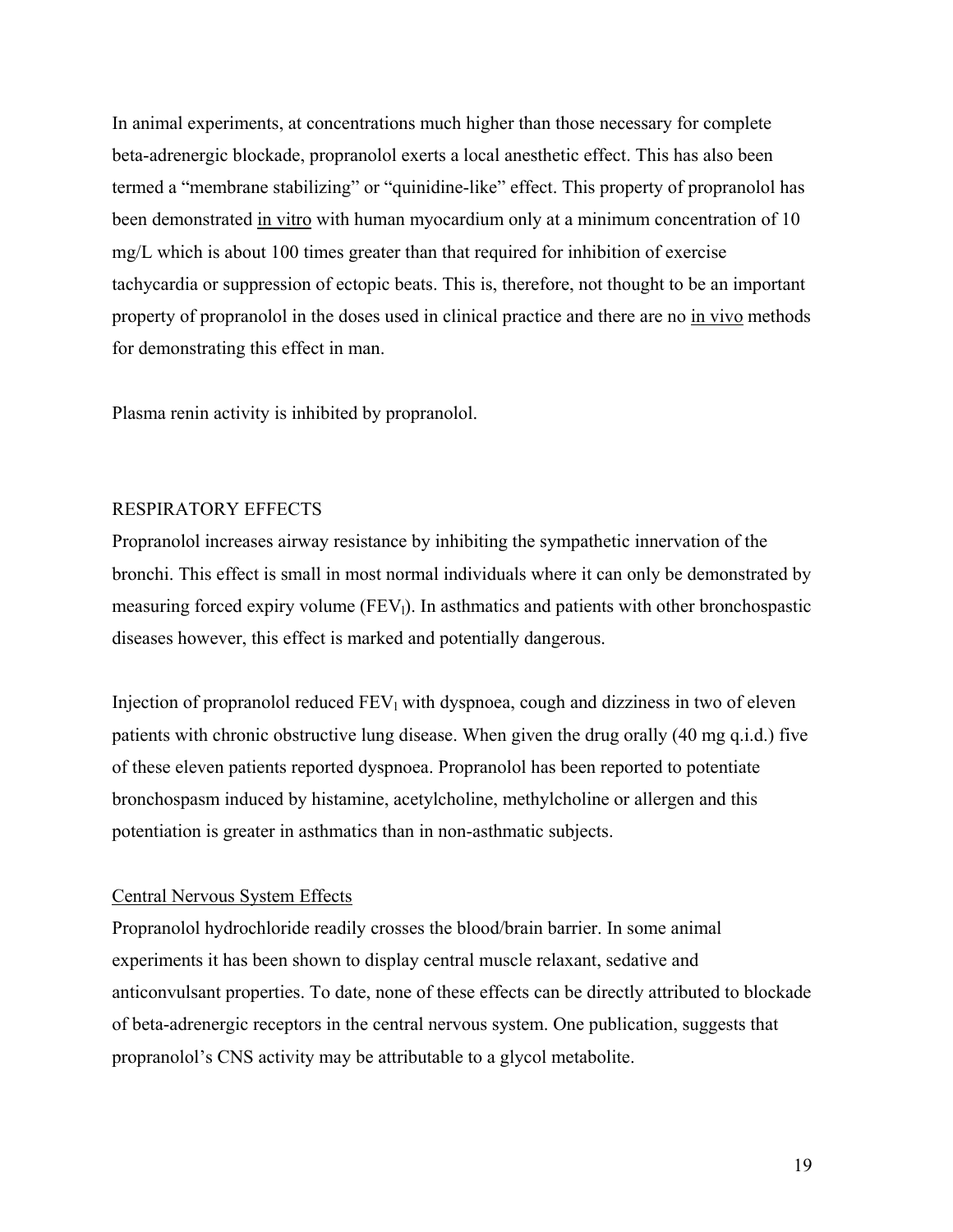In animal experiments, at concentrations much higher than those necessary for complete beta-adrenergic blockade, propranolol exerts a local anesthetic effect. This has also been termed a "membrane stabilizing" or "quinidine-like" effect. This property of propranolol has been demonstrated in vitro with human myocardium only at a minimum concentration of 10 mg/L which is about 100 times greater than that required for inhibition of exercise tachycardia or suppression of ectopic beats. This is, therefore, not thought to be an important property of propranolol in the doses used in clinical practice and there are no in vivo methods for demonstrating this effect in man.

Plasma renin activity is inhibited by propranolol.

## RESPIRATORY EFFECTS

Propranolol increases airway resistance by inhibiting the sympathetic innervation of the bronchi. This effect is small in most normal individuals where it can only be demonstrated by measuring forced expiry volume ($FEV_1$). In asthmatics and patients with other bronchospastic diseases however, this effect is marked and potentially dangerous.

Injection of propranolol reduced $FEV_1$ with dyspnoea, cough and dizziness in two of eleven patients with chronic obstructive lung disease. When given the drug orally (40 mg q.i.d.) five of these eleven patients reported dyspnoea. Propranolol has been reported to potentiate bronchospasm induced by histamine, acetylcholine, methylcholine or allergen and this potentiation is greater in asthmatics than in non-asthmatic subjects.

### Central Nervous System Effects

Propranolol hydrochloride readily crosses the blood/brain barrier. In some animal experiments it has been shown to display central muscle relaxant, sedative and anticonvulsant properties. To date, none of these effects can be directly attributed to blockade of beta-adrenergic receptors in the central nervous system. One publication, suggests that propranolol's CNS activity may be attributable to a glycol metabolite.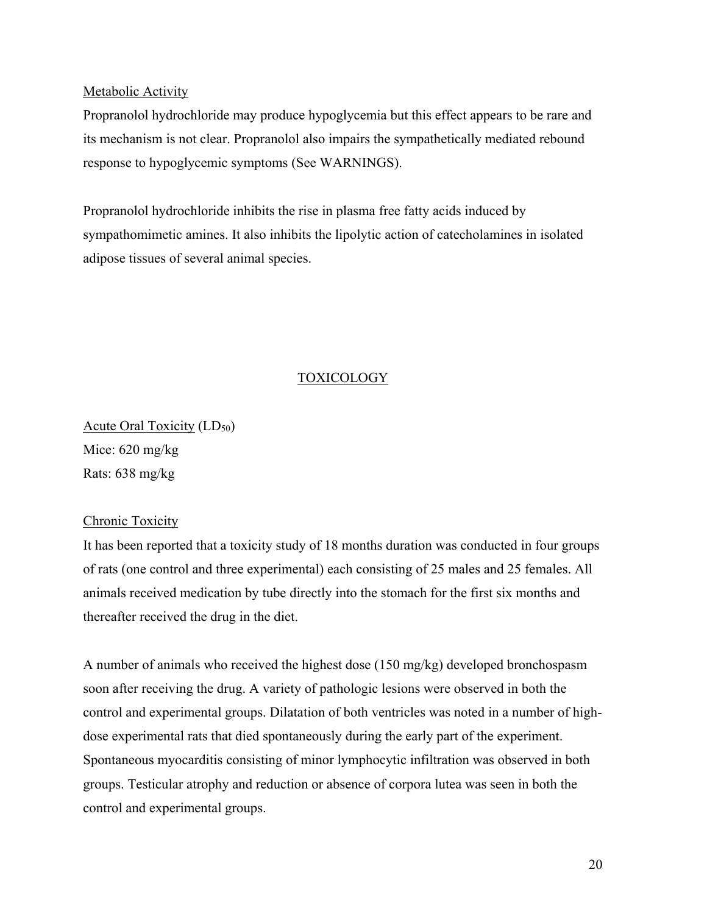Metabolic Activity

Propranolol hydrochloride may produce hypoglycemia but this effect appears to be rare and its mechanism is not clear. Propranolol also impairs the sympathetically mediated rebound response to hypoglycemic symptoms (See WARNINGS).

Propranolol hydrochloride inhibits the rise in plasma free fatty acids induced by sympathomimetic amines. It also inhibits the lipolytic action of catecholamines in isolated adipose tissues of several animal species.

## TOXICOLOGY

Acute Oral Toxicity ($LD_{50}$)

Mice: 620 mg/kg

Rats: 638 mg/kg

Chronic Toxicity

It has been reported that a toxicity study of 18 months duration was conducted in four groups of rats (one control and three experimental) each consisting of 25 males and 25 females. All animals received medication by tube directly into the stomach for the first six months and thereafter received the drug in the diet.

A number of animals who received the highest dose (150 mg/kg) developed bronchospasm soon after receiving the drug. A variety of pathologic lesions were observed in both the control and experimental groups. Dilatation of both ventricles was noted in a number of high-dose experimental rats that died spontaneously during the early part of the experiment. Spontaneous myocarditis consisting of minor lymphocytic infiltration was observed in both groups. Testicular atrophy and reduction or absence of corpora lutea was seen in both the control and experimental groups.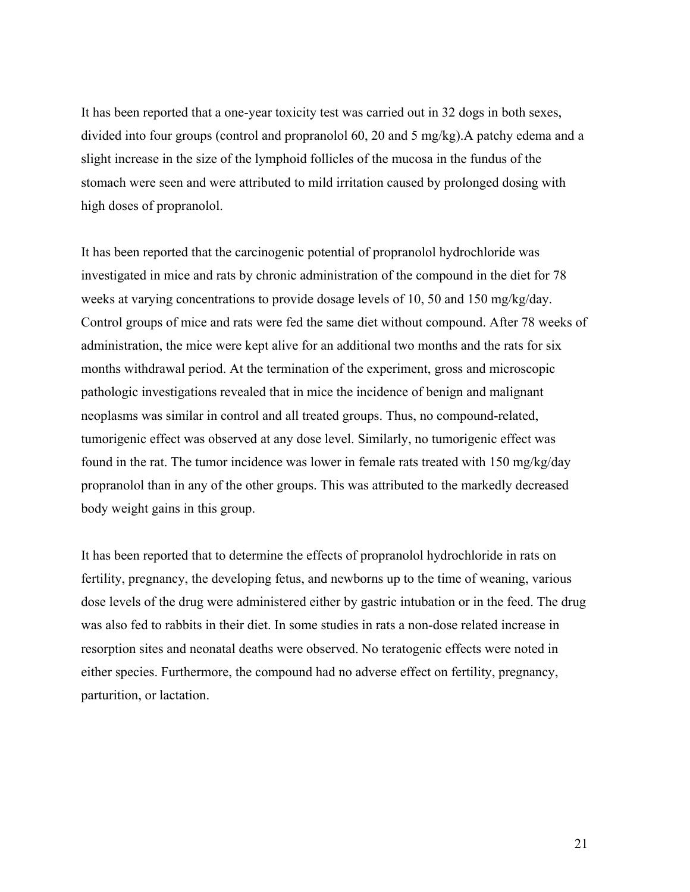It has been reported that a one-year toxicity test was carried out in 32 dogs in both sexes, divided into four groups (control and propranolol 60, 20 and 5 mg/kg).A patchy edema and a slight increase in the size of the lymphoid follicles of the mucosa in the fundus of the stomach were seen and were attributed to mild irritation caused by prolonged dosing with high doses of propranolol.

It has been reported that the carcinogenic potential of propranolol hydrochloride was investigated in mice and rats by chronic administration of the compound in the diet for 78 weeks at varying concentrations to provide dosage levels of 10, 50 and 150 mg/kg/day. Control groups of mice and rats were fed the same diet without compound. After 78 weeks of administration, the mice were kept alive for an additional two months and the rats for six months withdrawal period. At the termination of the experiment, gross and microscopic pathologic investigations revealed that in mice the incidence of benign and malignant neoplasms was similar in control and all treated groups. Thus, no compound-related, tumorigenic effect was observed at any dose level. Similarly, no tumorigenic effect was found in the rat. The tumor incidence was lower in female rats treated with 150 mg/kg/day propranolol than in any of the other groups. This was attributed to the markedly decreased body weight gains in this group.

It has been reported that to determine the effects of propranolol hydrochloride in rats on fertility, pregnancy, the developing fetus, and newborns up to the time of weaning, various dose levels of the drug were administered either by gastric intubation or in the feed. The drug was also fed to rabbits in their diet. In some studies in rats a non-dose related increase in resorption sites and neonatal deaths were observed. No teratogenic effects were noted in either species. Furthermore, the compound had no adverse effect on fertility, pregnancy, parturition, or lactation.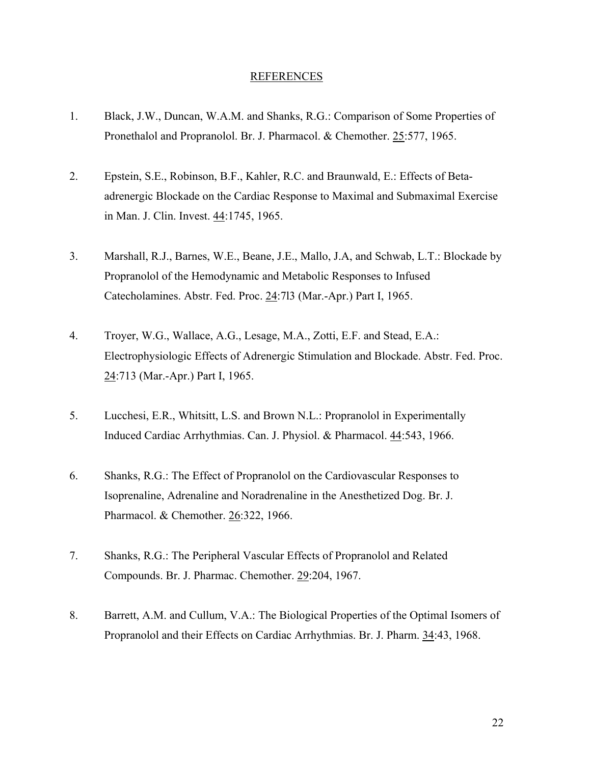# REFERENCES

1. Black, J.W., Duncan, W.A.M. and Shanks, R.G.: Comparison of Some Properties of Pronethalol and Propranolol. Br. J. Pharmacol. & Chemother. 25:577, 1965.

2. Epstein, S.E., Robinson, B.F., Kahler, R.C. and Braunwald, E.: Effects of Beta-adrenergic Blockade on the Cardiac Response to Maximal and Submaximal Exercise in Man. J. Clin. Invest. 44:1745, 1965.

3. Marshall, R.J., Barnes, W.E., Beane, J.E., Mallo, J.A, and Schwab, L.T.: Blockade by Propranolol of the Hemodynamic and Metabolic Responses to Infused Catecholamines. Abstr. Fed. Proc. 24:7l3 (Mar.-Apr.) Part I, 1965.

4. Troyer, W.G., Wallace, A.G., Lesage, M.A., Zotti, E.F. and Stead, E.A.: Electrophysiologic Effects of Adrenergic Stimulation and Blockade. Abstr. Fed. Proc. 24:713 (Mar.-Apr.) Part I, 1965.

5. Lucchesi, E.R., Whitsitt, L.S. and Brown N.L.: Propranolol in Experimentally Induced Cardiac Arrhythmias. Can. J. Physiol. & Pharmacol. 44:543, 1966.

6. Shanks, R.G.: The Effect of Propranolol on the Cardiovascular Responses to Isoprenaline, Adrenaline and Noradrenaline in the Anesthetized Dog. Br. J. Pharmacol. & Chemother. 26:322, 1966.

7. Shanks, R.G.: The Peripheral Vascular Effects of Propranolol and Related Compounds. Br. J. Pharmac. Chemother. 29:204, 1967.

8. Barrett, A.M. and Cullum, V.A.: The Biological Properties of the Optimal Isomers of Propranolol and their Effects on Cardiac Arrhythmias. Br. J. Pharm. 34:43, 1968.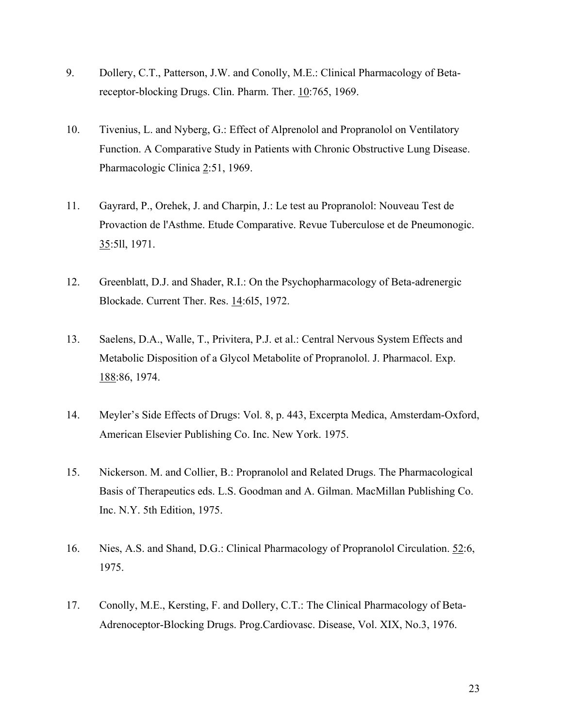9. Dollery, C.T., Patterson, J.W. and Conolly, M.E.: Clinical Pharmacology of Beta-receptor-blocking Drugs. Clin. Pharm. Ther. 10:765, 1969.

10. Tivenius, L. and Nyberg, G.: Effect of Alprenolol and Propranolol on Ventilatory Function. A Comparative Study in Patients with Chronic Obstructive Lung Disease. Pharmacologic Clinica 2:51, 1969.

11. Gayrard, P., Orehek, J. and Charpin, J.: Le test au Propranolol: Nouveau Test de Provaction de l'Asthme. Etude Comparative. Revue Tuberculose et de Pneumonogic. 35:5ll, 1971.

12. Greenblatt, D.J. and Shader, R.I.: On the Psychopharmacology of Beta-adrenergic Blockade. Current Ther. Res. 14:6l5, 1972.

13. Saelens, D.A., Walle, T., Privitera, P.J. et al.: Central Nervous System Effects and Metabolic Disposition of a Glycol Metabolite of Propranolol. J. Pharmacol. Exp. 188:86, 1974.

14. Meyler's Side Effects of Drugs: Vol. 8, p. 443, Excerpta Medica, Amsterdam-Oxford, American Elsevier Publishing Co. Inc. New York. 1975.

15. Nickerson. M. and Collier, B.: Propranolol and Related Drugs. The Pharmacological Basis of Therapeutics eds. L.S. Goodman and A. Gilman. MacMillan Publishing Co. Inc. N.Y. 5th Edition, 1975.

16. Nies, A.S. and Shand, D.G.: Clinical Pharmacology of Propranolol Circulation. 52:6, 1975.

17. Conolly, M.E., Kersting, F. and Dollery, C.T.: The Clinical Pharmacology of Beta-Adrenoceptor-Blocking Drugs. Prog.Cardiovasc. Disease, Vol. XIX, No.3, 1976.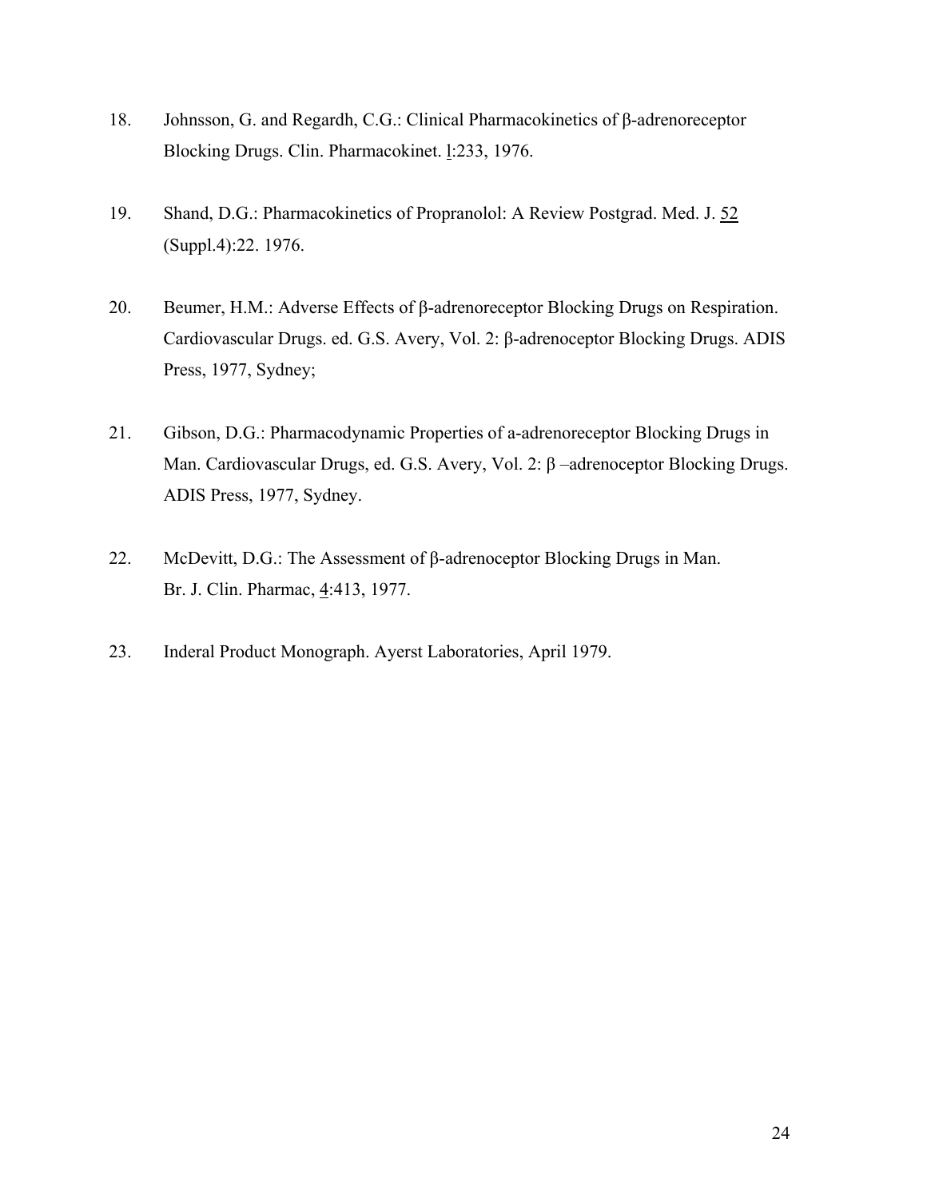18. Johnsson, G. and Regardh, C.G.: Clinical Pharmacokinetics of β-adrenoreceptor Blocking Drugs. Clin. Pharmacokinet. l:233, 1976.

19. Shand, D.G.: Pharmacokinetics of Propranolol: A Review Postgrad. Med. J. 52 (Suppl.4):22. 1976.

20. Beumer, H.M.: Adverse Effects of β-adrenoreceptor Blocking Drugs on Respiration. Cardiovascular Drugs. ed. G.S. Avery, Vol. 2: β-adrenoceptor Blocking Drugs. ADIS Press, 1977, Sydney;

21. Gibson, D.G.: Pharmacodynamic Properties of a-adrenoreceptor Blocking Drugs in Man. Cardiovascular Drugs, ed. G.S. Avery, Vol. 2: β –adrenoceptor Blocking Drugs. ADIS Press, 1977, Sydney.

22. McDevitt, D.G.: The Assessment of β-adrenoceptor Blocking Drugs in Man. Br. J. Clin. Pharmac, 4:413, 1977.

23. Inderal Product Monograph. Ayerst Laboratories, April 1979.